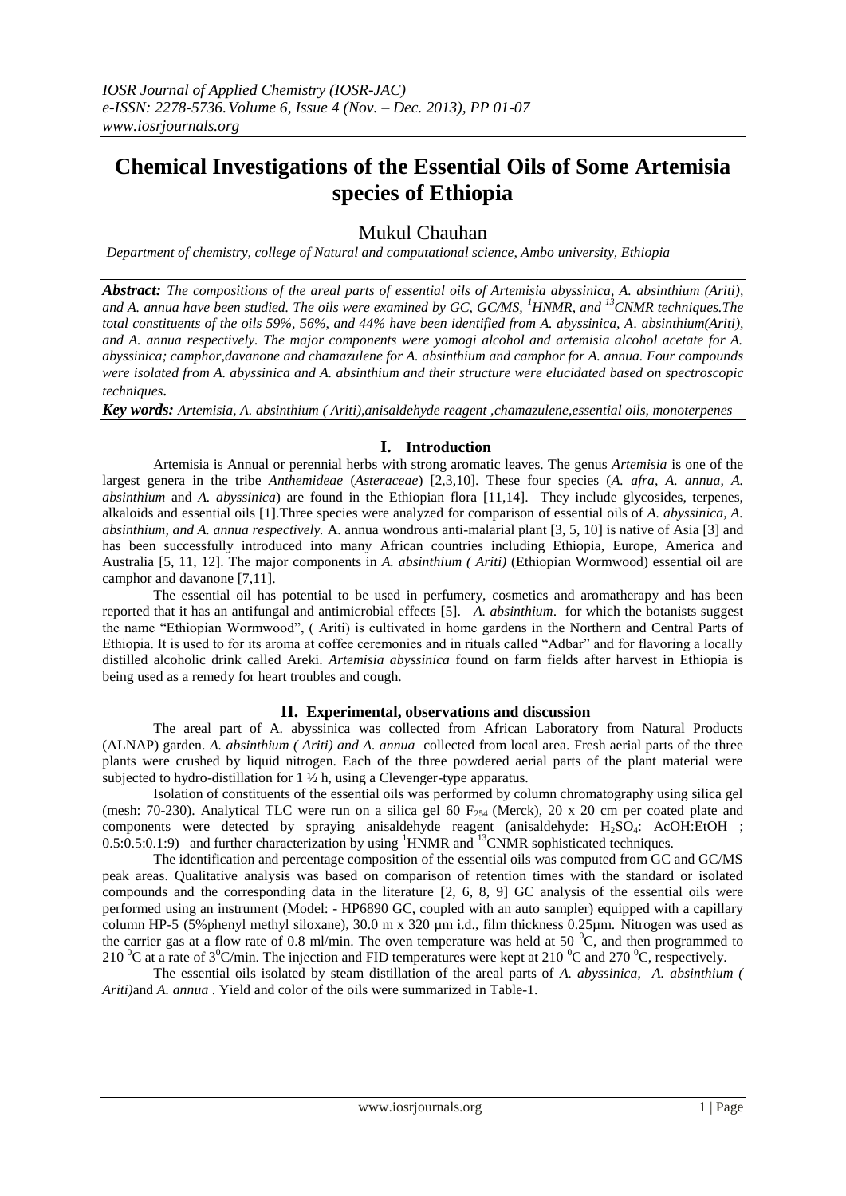# Chemical Investigations of the Essential Oils of Some Artemisia species of Ethiopia

## Mukul Chauhan

*Department of chemistry, college of Natural and computational science, Ambo university, Ethiopia*

***Abstract:** The compositions of the areal parts of essential oils of Artemisia abyssinica, A. absinthium (Ariti), and A. annua have been studied. The oils were examined by GC, GC/MS, [1]HNMR, and [13]CNMR techniques.The total constituents of the oils 59%, 56%, and 44% have been identified from A. abyssinica, A. absinthium(Ariti), and A. annua respectively. The major components were yomogi alcohol and artemisia alcohol acetate for A. abyssinica; camphor,davanone and chamazulene for A. absinthium and camphor for A. annua. Four compounds were isolated from A. abyssinica and A. absinthium and their structure were elucidated based on spectroscopic techniques.*

***Key words:** Artemisia, A. absinthium ( Ariti),anisaldehyde reagent ,chamazulene,essential oils, monoterpenes*

## I. Introduction

Artemisia is Annual or perennial herbs with strong aromatic leaves. The genus *Artemisia* is one of the largest genera in the tribe *Anthemideae* (*Asteraceae*) [2,3,10]. These four species (*A. afra, A. annua, A. absinthium* and *A. abyssinica*) are found in the Ethiopian flora [11,14]. They include glycosides, terpenes, alkaloids and essential oils [1].Three species were analyzed for comparison of essential oils of *A. abyssinica, A. absinthium, and A. annua respectively.* A. annua wondrous anti-malarial plant [3, 5, 10] is native of Asia [3] and has been successfully introduced into many African countries including Ethiopia, Europe, America and Australia [5, 11, 12]. The major components in *A. absinthium ( Ariti)* (Ethiopian Wormwood) essential oil are camphor and davanone [7,11].

The essential oil has potential to be used in perfumery, cosmetics and aromatherapy and has been reported that it has an antifungal and antimicrobial effects [5]. *A. absinthium*. for which the botanists suggest the name "Ethiopian Wormwood", ( Ariti) is cultivated in home gardens in the Northern and Central Parts of Ethiopia. It is used to for its aroma at coffee ceremonies and in rituals called "Adbar" and for flavoring a locally distilled alcoholic drink called Areki. *Artemisia abyssinica* found on farm fields after harvest in Ethiopia is being used as a remedy for heart troubles and cough.

## II. Experimental, observations and discussion

The areal part of A. abyssinica was collected from African Laboratory from Natural Products (ALNAP) garden. *A. absinthium ( Ariti) and A. annua* collected from local area. Fresh aerial parts of the three plants were crushed by liquid nitrogen. Each of the three powdered aerial parts of the plant material were subjected to hydro-distillation for 1 ½ h, using a Clevenger-type apparatus.

Isolation of constituents of the essential oils was performed by column chromatography using silica gel (mesh: 70-230). Analytical TLC were run on a silica gel 60 $F_{254}$ (Merck), 20 x 20 cm per coated plate and components were detected by spraying anisaldehyde reagent (anisaldehyde: $H_2SO_4$: AcOH:EtOH ; 0.5:0.5:0.1:9) and further characterization by using [1]HNMR and [13]CNMR sophisticated techniques.

The identification and percentage composition of the essential oils was computed from GC and GC/MS peak areas. Qualitative analysis was based on comparison of retention times with the standard or isolated compounds and the corresponding data in the literature [2, 6, 8, 9] GC analysis of the essential oils were performed using an instrument (Model: - HP6890 GC, coupled with an auto sampler) equipped with a capillary column HP-5 (5%phenyl methyl siloxane), 30.0 m x 320 µm i.d., film thickness 0.25µm. Nitrogen was used as the carrier gas at a flow rate of 0.8 ml/min. The oven temperature was held at 50 $^0$C, and then programmed to 210 $^0$C at a rate of 3$^0$C/min. The injection and FID temperatures were kept at 210 $^0$C and 270 $^0$C, respectively.

The essential oils isolated by steam distillation of the areal parts of *A. abyssinica*, *A. absinthium ( Ariti)*and *A. annua* . Yield and color of the oils were summarized in Table-1.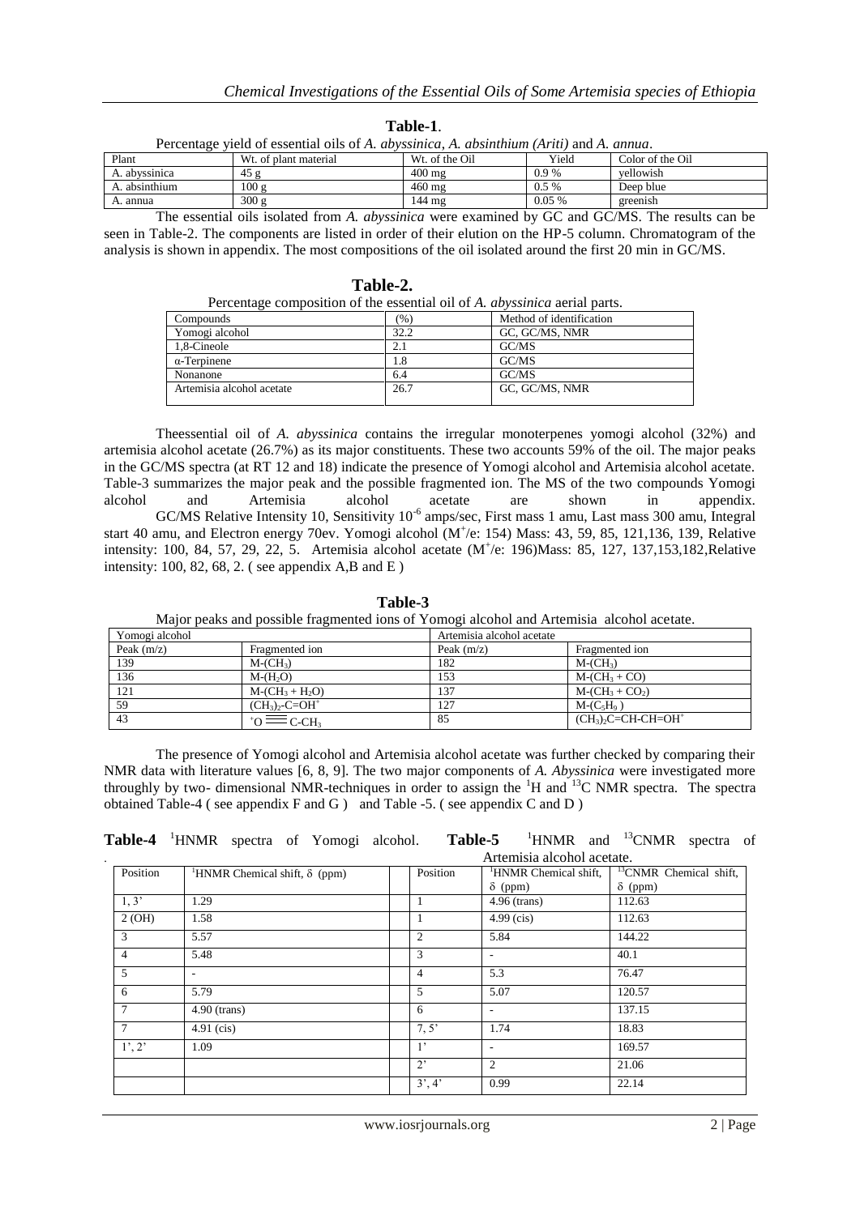**Table-1**.

Percentage yield of essential oils of *A. abyssinica*, *A. absinthium (Ariti)* and *A. annua*.

| Plant | Wt. of plant material | Wt. of the Oil | Yield | Color of the Oil |
|---|---|---|---|---|
| A. abyssinica | 45 g | 400 mg | 0.9 % | yellowish |
| A. absinthium | 100 g | 460 mg | 0.5 % | Deep blue |
| A. annua | 300 g | 144 mg | 0.05 % | greenish |

The essential oils isolated from *A. abyssinica* were examined by GC and GC/MS. The results can be seen in Table-2. The components are listed in order of their elution on the HP-5 column. Chromatogram of the analysis is shown in appendix. The most compositions of the oil isolated around the first 20 min in GC/MS.

**Table-2.**

Percentage composition of the essential oil of *A. abyssinica* aerial parts.

| Compounds | (%) | Method of identification |
|---|---|---|
| Yomogi alcohol | 32.2 | GC, GC/MS, NMR |
| 1,8-Cineole | 2.1 | GC/MS |
| α-Terpinene | 1.8 | GC/MS |
| Nonanone | 6.4 | GC/MS |
| Artemisia alcohol acetate | 26.7 | GC, GC/MS, NMR |

Theessential oil of *A. abyssinica* contains the irregular monoterpenes yomogi alcohol (32%) and artemisia alcohol acetate (26.7%) as its major constituents. These two accounts 59% of the oil. The major peaks in the GC/MS spectra (at RT 12 and 18) indicate the presence of Yomogi alcohol and Artemisia alcohol acetate. Table-3 summarizes the major peak and the possible fragmented ion. The MS of the two compounds Yomogi alcohol and Artemisia alcohol acetate are shown in appendix.

GC/MS Relative Intensity 10, Sensitivity $10^{-6}$ amps/sec, First mass 1 amu, Last mass 300 amu, Integral start 40 amu, and Electron energy 70ev. Yomogi alcohol ($M^+$/e: 154) Mass: 43, 59, 85, 121,136, 139, Relative intensity: 100, 84, 57, 29, 22, 5. Artemisia alcohol acetate ($M^+$/e: 196)Mass: 85, 127, 137,153,182,Relative intensity: 100, 82, 68, 2. ( see appendix A,B and E )

**Table-3**

Major peaks and possible fragmented ions of Yomogi alcohol and Artemisia alcohol acetate.

| Yomogi alcohol | | Artemisia alcohol acetate | |
|---|---|---|---|
| Peak (m/z) | Fragmented ion | Peak (m/z) | Fragmented ion |
| 139 | $M-(CH_3)$ | 182 | $M-(CH_3)$ |
| 136 | $M-(H_2O)$ | 153 | $M-(CH_3 + CO)$ |
| 121 | $M-(CH_3 + H_2O)$ | 137 | $M-(CH_3 + CO_2)$ |
| 59 | $(CH_3)_2\text{-}C{=}OH^+$ | 127 | $M-(C_5H_9)$ |
| 43 | $^+O{\equiv}C\text{-}CH_3$ | 85 | $(CH_3)_2C{=}CH\text{-}CH{=}OH^+$ |

The presence of Yomogi alcohol and Artemisia alcohol acetate was further checked by comparing their NMR data with literature values [6, 8, 9]. The two major components of *A. Abyssinica* were investigated more throughly by two- dimensional NMR-techniques in order to assign the $^1$H and $^{13}$C NMR spectra. The spectra obtained Table-4 ( see appendix F and G ) and Table -5. ( see appendix C and D )

**Table-4** $^1$HNMR spectra of Yomogi alcohol.

| Position | $^1$HNMR Chemical shift, δ (ppm) |
|---|---|
| 1, 3' | 1.29 |
| 2 (OH) | 1.58 |
| 3 | 5.57 |
| 4 | 5.48 |
| 5 | - |
| 6 | 5.79 |
| 7 | 4.90 (trans) |
| 7 | 4.91 (cis) |
| 1', 2' | 1.09 |

**Table-5** $^1$HNMR and $^{13}$CNMR spectra of Artemisia alcohol acetate.

| Position | $^1$HNMR Chemical shift, δ (ppm) | $^{13}$CNMR Chemical shift, δ (ppm) |
|---|---|---|
| 1 | 4.96 (trans) | 112.63 |
| 1 | 4.99 (cis) | 112.63 |
| 2 | 5.84 | 144.22 |
| 3 | - | 40.1 |
| 4 | 5.3 | 76.47 |
| 5 | 5.07 | 120.57 |
| 6 | - | 137.15 |
| 7, 5' | 1.74 | 18.83 |
| 1' | - | 169.57 |
| 2' | 2 | 21.06 |
| 3', 4' | 0.99 | 22.14 |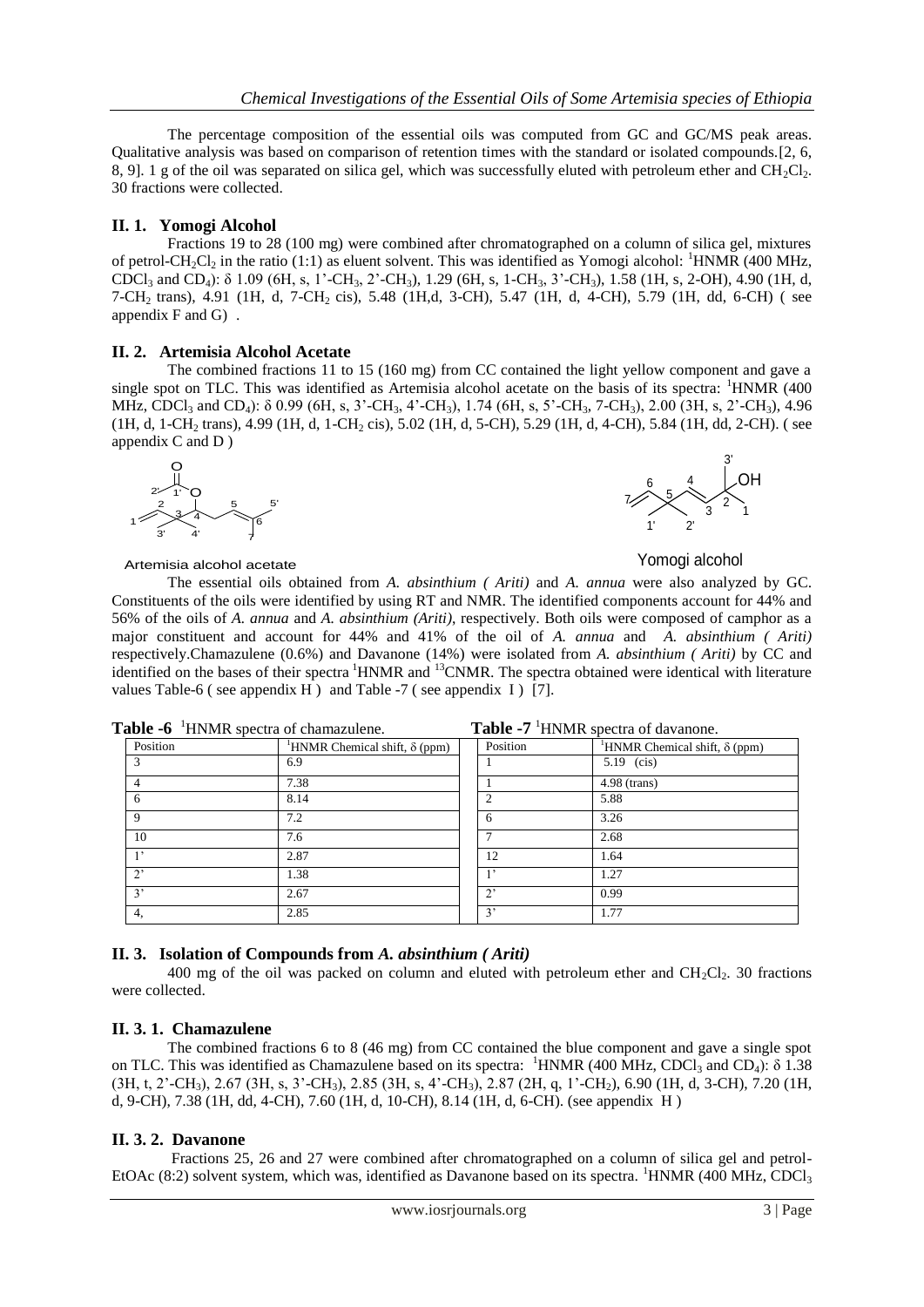The percentage composition of the essential oils was computed from GC and GC/MS peak areas. Qualitative analysis was based on comparison of retention times with the standard or isolated compounds.[2, 6, 8, 9]. 1 g of the oil was separated on silica gel, which was successfully eluted with petroleum ether and $CH_2Cl_2$. 30 fractions were collected.

## II. 1. Yomogi Alcohol

Fractions 19 to 28 (100 mg) were combined after chromatographed on a column of silica gel, mixtures of petrol-$CH_2Cl_2$ in the ratio (1:1) as eluent solvent. This was identified as Yomogi alcohol: $^1$HNMR (400 MHz, $CDCl_3$ and $CD_4$): δ 1.09 (6H, s, 1'-$CH_3$, 2'-$CH_3$), 1.29 (6H, s, 1-$CH_3$, 3'-$CH_3$), 1.58 (1H, s, 2-OH), 4.90 (1H, d, 7-$CH_2$ trans), 4.91 (1H, d, 7-$CH_2$ cis), 5.48 (1H,d, 3-CH), 5.47 (1H, d, 4-CH), 5.79 (1H, dd, 6-CH) ( see appendix F and G) .

## II. 2. Artemisia Alcohol Acetate

The combined fractions 11 to 15 (160 mg) from CC contained the light yellow component and gave a single spot on TLC. This was identified as Artemisia alcohol acetate on the basis of its spectra: $^1$HNMR (400 MHz, $CDCl_3$ and $CD_4$): δ 0.99 (6H, s, 3'-$CH_3$, 4'-$CH_3$), 1.74 (6H, s, 5'-$CH_3$, 7-$CH_3$), 2.00 (3H, s, 2'-$CH_3$), 4.96 (1H, d, 1-$CH_2$ trans), 4.99 (1H, d, 1-$CH_2$ cis), 5.02 (1H, d, 5-CH), 5.29 (1H, d, 4-CH), 5.84 (1H, dd, 2-CH). ( see appendix C and D )

Artemisia alcohol acetate

Yomogi alcohol

The essential oils obtained from *A. absinthium ( Ariti)* and *A. annua* were also analyzed by GC. Constituents of the oils were identified by using RT and NMR. The identified components account for 44% and 56% of the oils of *A. annua* and *A. absinthium (Ariti)*, respectively. Both oils were composed of camphor as a major constituent and account for 44% and 41% of the oil of *A. annua* and *A. absinthium ( Ariti)* respectively.Chamazulene (0.6%) and Davanone (14%) were isolated from *A. absinthium ( Ariti)* by CC and identified on the bases of their spectra $^1$HNMR and $^{13}$CNMR. The spectra obtained were identical with literature values Table-6 ( see appendix H ) and Table -7 ( see appendix I ) [7].

**Table -6** $^1$HNMR spectra of chamazulene.

| Position | $^1$HNMR Chemical shift, δ (ppm) |
|---|---|
| 3 | 6.9 |
| 4 | 7.38 |
| 6 | 8.14 |
| 9 | 7.2 |
| 10 | 7.6 |
| 1' | 2.87 |
| 2' | 1.38 |
| 3' | 2.67 |
| 4, | 2.85 |

**Table -7** $^1$HNMR spectra of davanone.

| Position | $^1$HNMR Chemical shift, δ (ppm) |
|---|---|
| 1 | 5.19 (cis) |
| 1 | 4.98 (trans) |
| 2 | 5.88 |
| 6 | 3.26 |
| 7 | 2.68 |
| 12 | 1.64 |
| 1' | 1.27 |
| 2' | 0.99 |
| 3' | 1.77 |

## II. 3. Isolation of Compounds from *A. absinthium ( Ariti)*

400 mg of the oil was packed on column and eluted with petroleum ether and $CH_2Cl_2$. 30 fractions were collected.

### II. 3. 1. Chamazulene

The combined fractions 6 to 8 (46 mg) from CC contained the blue component and gave a single spot on TLC. This was identified as Chamazulene based on its spectra: $^1$HNMR (400 MHz, $CDCl_3$ and $CD_4$): δ 1.38 (3H, t, 2'-$CH_3$), 2.67 (3H, s, 3'-$CH_3$), 2.85 (3H, s, 4'-$CH_3$), 2.87 (2H, q, 1'-$CH_2$), 6.90 (1H, d, 3-CH), 7.20 (1H, d, 9-CH), 7.38 (1H, dd, 4-CH), 7.60 (1H, d, 10-CH), 8.14 (1H, d, 6-CH). (see appendix H )

### II. 3. 2. Davanone

Fractions 25, 26 and 27 were combined after chromatographed on a column of silica gel and petrol-EtOAc (8:2) solvent system, which was, identified as Davanone based on its spectra. $^1$HNMR (400 MHz, $CDCl_3$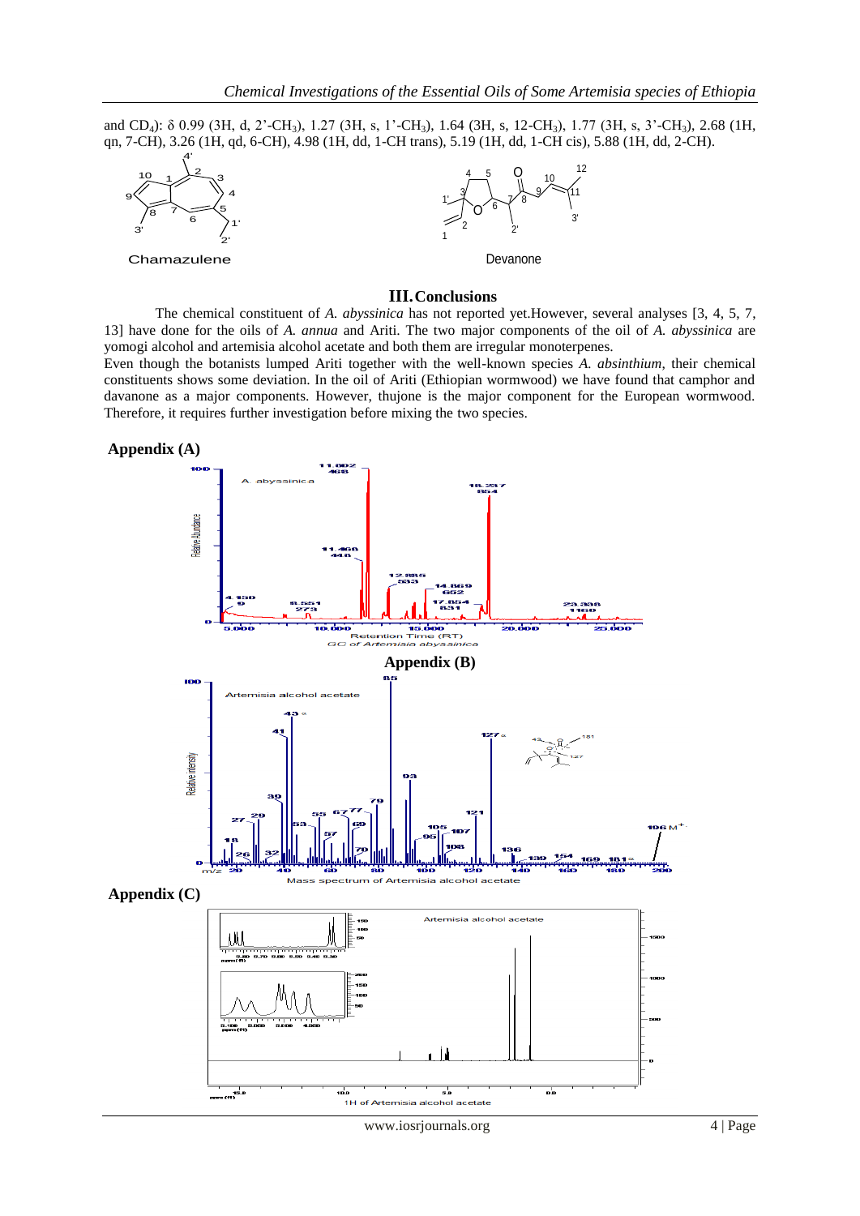and $CD_4$): δ 0.99 (3H, d, 2'-$CH_3$), 1.27 (3H, s, 1'-$CH_3$), 1.64 (3H, s, 12-$CH_3$), 1.77 (3H, s, 3'-$CH_3$), 2.68 (1H, qn, 7-CH), 3.26 (1H, qd, 6-CH), 4.98 (1H, dd, 1-CH trans), 5.19 (1H, dd, 1-CH cis), 5.88 (1H, dd, 2-CH).

Chamazulene

Devanone

## III. Conclusions

The chemical constituent of *A. abyssinica* has not reported yet.However, several analyses [3, 4, 5, 7, 13] have done for the oils of *A. annua* and Ariti. The two major components of the oil of *A. abyssinica* are yomogi alcohol and artemisia alcohol acetate and both them are irregular monoterpenes.

Even though the botanists lumped Ariti together with the well-known species *A. absinthium*, their chemical constituents shows some deviation. In the oil of Ariti (Ethiopian wormwood) we have found that camphor and davanone as a major components. However, thujone is the major component for the European wormwood. Therefore, it requires further investigation before mixing the two species.

### Appendix (A)

GC of Artemisia abyssinica

### Appendix (B)

Mass spectrum of Artemisia alcohol acetate

### Appendix (C)

1H of Artemisia alcohol acetate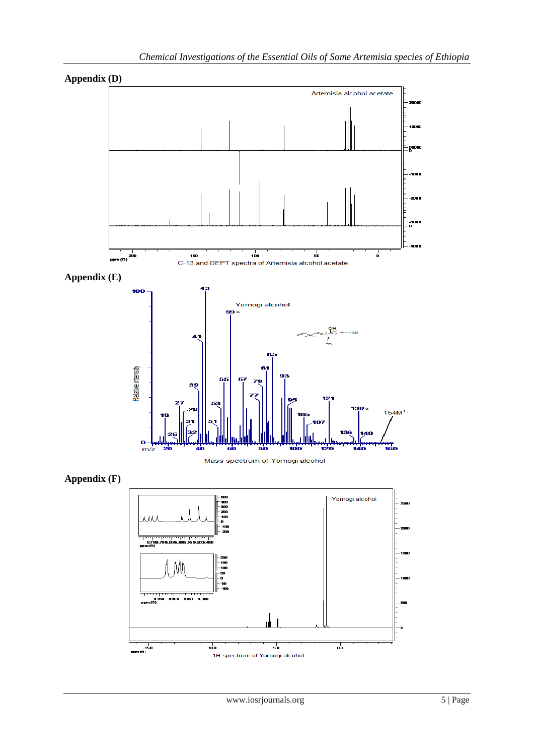## Appendix (D)

C-13 and DEPT spectra of Artemisia alcohol acetate

## Appendix (E)

Mass spectrum of Yomogi alcohol

## Appendix (F)

1H spectrum of Yomogi alcohol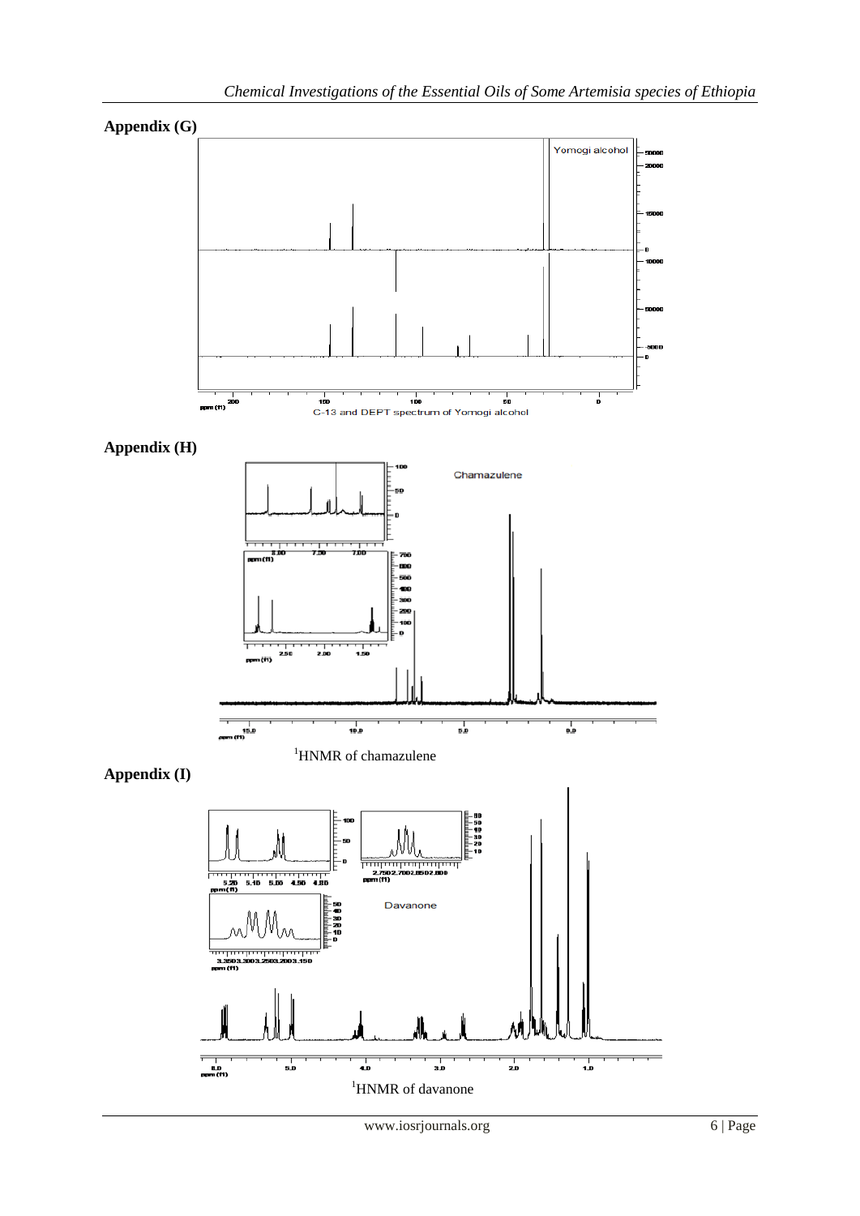## Appendix (G)

C-13 and DEPT spectrum of Yomogi alcohol

## Appendix (H)

$^{1}$HNMR of chamazulene

## Appendix (I)

$^{1}$HNMR of davanone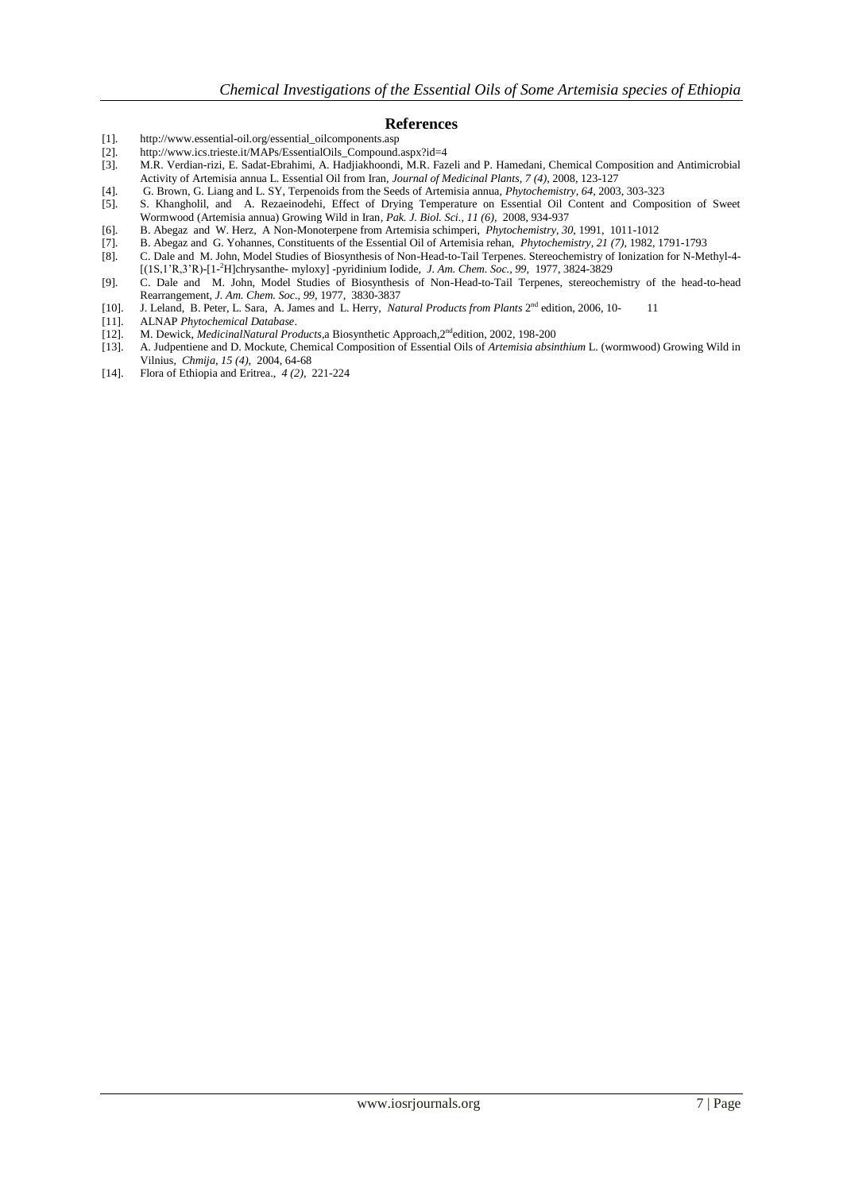## References

[1]. http://www.essential-oil.org/essential_oilcomponents.asp

[2]. http://www.ics.trieste.it/MAPs/EssentialOils_Compound.aspx?id=4

[3]. M.R. Verdian-rizi, E. Sadat-Ebrahimi, A. Hadjiakhoondi, M.R. Fazeli and P. Hamedani, Chemical Composition and Antimicrobial Activity of Artemisia annua L. Essential Oil from Iran, *Journal of Medicinal Plants, 7 (4)*, 2008, 123-127

[4]. G. Brown, G. Liang and L. SY, Terpenoids from the Seeds of Artemisia annua, *Phytochemistry, 64*, 2003, 303-323

[5]. S. Khangholil, and A. Rezaeinodehi, Effect of Drying Temperature on Essential Oil Content and Composition of Sweet Wormwood (Artemisia annua) Growing Wild in Iran, *Pak. J. Biol. Sci., 11 (6)*, 2008, 934-937

[6]. B. Abegaz and W. Herz, A Non-Monoterpene from Artemisia schimperi, *Phytochemistry, 30*, 1991, 1011-1012

[7]. B. Abegaz and G. Yohannes, Constituents of the Essential Oil of Artemisia rehan, *Phytochemistry, 21 (7)*, 1982, 1791-1793

[8]. C. Dale and M. John, Model Studies of Biosynthesis of Non-Head-to-Tail Terpenes. Stereochemistry of Ionization for N-Methyl-4-[(1S,1'R,3'R)-[1-$^{2}$H]chrysanthe- myloxy] -pyridinium Iodide, *J. Am. Chem. Soc., 99*, 1977, 3824-3829

[9]. C. Dale and M. John, Model Studies of Biosynthesis of Non-Head-to-Tail Terpenes, stereochemistry of the head-to-head Rearrangement, *J. Am. Chem. Soc., 99*, 1977, 3830-3837

[10]. J. Leland, B. Peter, L. Sara, A. James and L. Herry, *Natural Products from Plants* 2nd edition, 2006, 10- 11

[11]. ALNAP *Phytochemical Database*.

[12]. M. Dewick, *MedicinalNatural Products*,a Biosynthetic Approach,2ndedition, 2002, 198-200

[13]. A. Judpentiene and D. Mockute, Chemical Composition of Essential Oils of *Artemisia absinthium* L. (wormwood) Growing Wild in Vilnius, *Chmija, 15 (4)*, 2004, 64-68

[14]. Flora of Ethiopia and Eritrea., *4 (2)*, 221-224